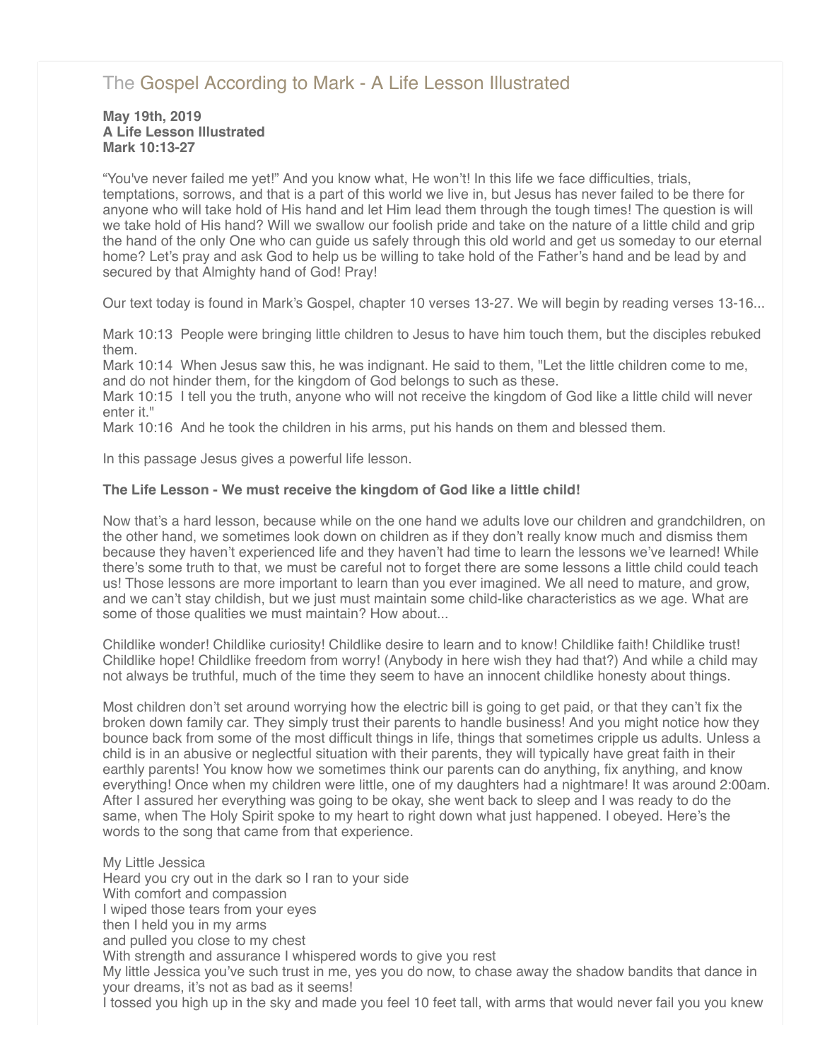# The Gospel According to Mark - A Life Lesson Illustrated

**May 19th, 2019**
**A Life Lesson Illustrated**
**Mark 10:13-27**

"You've never failed me yet!" And you know what, He won't! In this life we face difficulties, trials, temptations, sorrows, and that is a part of this world we live in, but Jesus has never failed to be there for anyone who will take hold of His hand and let Him lead them through the tough times! The question is will we take hold of His hand? Will we swallow our foolish pride and take on the nature of a little child and grip the hand of the only One who can guide us safely through this old world and get us someday to our eternal home? Let's pray and ask God to help us be willing to take hold of the Father's hand and be lead by and secured by that Almighty hand of God! Pray!

Our text today is found in Mark's Gospel, chapter 10 verses 13-27. We will begin by reading verses 13-16...

Mark 10:13 People were bringing little children to Jesus to have him touch them, but the disciples rebuked them.
Mark 10:14 When Jesus saw this, he was indignant. He said to them, "Let the little children come to me, and do not hinder them, for the kingdom of God belongs to such as these.
Mark 10:15 I tell you the truth, anyone who will not receive the kingdom of God like a little child will never enter it."
Mark 10:16 And he took the children in his arms, put his hands on them and blessed them.

In this passage Jesus gives a powerful life lesson.

**The Life Lesson - We must receive the kingdom of God like a little child!**

Now that's a hard lesson, because while on the one hand we adults love our children and grandchildren, on the other hand, we sometimes look down on children as if they don't really know much and dismiss them because they haven't experienced life and they haven't had time to learn the lessons we've learned! While there's some truth to that, we must be careful not to forget there are some lessons a little child could teach us! Those lessons are more important to learn than you ever imagined. We all need to mature, and grow, and we can't stay childish, but we just must maintain some child-like characteristics as we age. What are some of those qualities we must maintain? How about...

Childlike wonder! Childlike curiosity! Childlike desire to learn and to know! Childlike faith! Childlike trust! Childlike hope! Childlike freedom from worry! (Anybody in here wish they had that?) And while a child may not always be truthful, much of the time they seem to have an innocent childlike honesty about things.

Most children don't set around worrying how the electric bill is going to get paid, or that they can't fix the broken down family car. They simply trust their parents to handle business! And you might notice how they bounce back from some of the most difficult things in life, things that sometimes cripple us adults. Unless a child is in an abusive or neglectful situation with their parents, they will typically have great faith in their earthly parents! You know how we sometimes think our parents can do anything, fix anything, and know everything! Once when my children were little, one of my daughters had a nightmare! It was around 2:00am. After I assured her everything was going to be okay, she went back to sleep and I was ready to do the same, when The Holy Spirit spoke to my heart to right down what just happened. I obeyed. Here's the words to the song that came from that experience.

My Little Jessica
Heard you cry out in the dark so I ran to your side
With comfort and compassion
I wiped those tears from your eyes
then I held you in my arms
and pulled you close to my chest
With strength and assurance I whispered words to give you rest
My little Jessica you've such trust in me, yes you do now, to chase away the shadow bandits that dance in your dreams, it's not as bad as it seems!
I tossed you high up in the sky and made you feel 10 feet tall, with arms that would never fail you you knew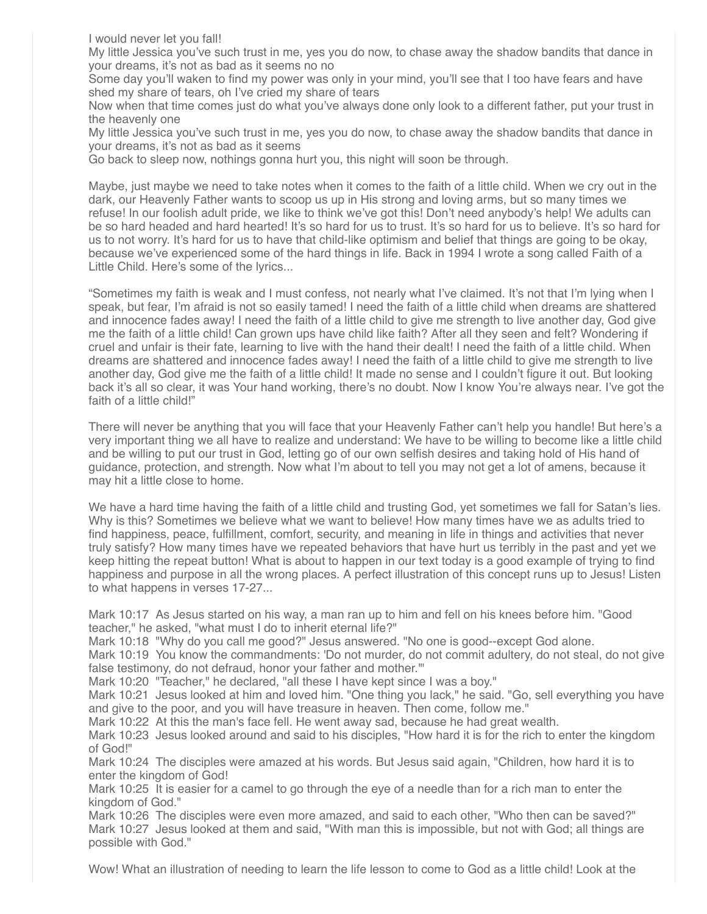I would never let you fall!

My little Jessica you've such trust in me, yes you do now, to chase away the shadow bandits that dance in your dreams, it's not as bad as it seems no no

Some day you'll waken to find my power was only in your mind, you'll see that I too have fears and have shed my share of tears, oh I've cried my share of tears

Now when that time comes just do what you've always done only look to a different father, put your trust in the heavenly one

My little Jessica you've such trust in me, yes you do now, to chase away the shadow bandits that dance in your dreams, it's not as bad as it seems

Go back to sleep now, nothings gonna hurt you, this night will soon be through.

Maybe, just maybe we need to take notes when it comes to the faith of a little child. When we cry out in the dark, our Heavenly Father wants to scoop us up in His strong and loving arms, but so many times we refuse! In our foolish adult pride, we like to think we've got this! Don't need anybody's help! We adults can be so hard headed and hard hearted! It's so hard for us to trust. It's so hard for us to believe. It's so hard for us to not worry. It's hard for us to have that child-like optimism and belief that things are going to be okay, because we've experienced some of the hard things in life. Back in 1994 I wrote a song called Faith of a Little Child. Here's some of the lyrics...

"Sometimes my faith is weak and I must confess, not nearly what I've claimed. It's not that I'm lying when I speak, but fear, I'm afraid is not so easily tamed! I need the faith of a little child when dreams are shattered and innocence fades away! I need the faith of a little child to give me strength to live another day, God give me the faith of a little child! Can grown ups have child like faith? After all they seen and felt? Wondering if cruel and unfair is their fate, learning to live with the hand their dealt! I need the faith of a little child. When dreams are shattered and innocence fades away! I need the faith of a little child to give me strength to live another day, God give me the faith of a little child! It made no sense and I couldn't figure it out. But looking back it's all so clear, it was Your hand working, there's no doubt. Now I know You're always near. I've got the faith of a little child!"

There will never be anything that you will face that your Heavenly Father can't help you handle! But here's a very important thing we all have to realize and understand: We have to be willing to become like a little child and be willing to put our trust in God, letting go of our own selfish desires and taking hold of His hand of guidance, protection, and strength. Now what I'm about to tell you may not get a lot of amens, because it may hit a little close to home.

We have a hard time having the faith of a little child and trusting God, yet sometimes we fall for Satan's lies. Why is this? Sometimes we believe what we want to believe! How many times have we as adults tried to find happiness, peace, fulfillment, comfort, security, and meaning in life in things and activities that never truly satisfy? How many times have we repeated behaviors that have hurt us terribly in the past and yet we keep hitting the repeat button! What is about to happen in our text today is a good example of trying to find happiness and purpose in all the wrong places. A perfect illustration of this concept runs up to Jesus! Listen to what happens in verses 17-27...

Mark 10:17 As Jesus started on his way, a man ran up to him and fell on his knees before him. "Good teacher," he asked, "what must I do to inherit eternal life?"

Mark 10:18 "Why do you call me good?" Jesus answered. "No one is good--except God alone.

Mark 10:19 You know the commandments: 'Do not murder, do not commit adultery, do not steal, do not give false testimony, do not defraud, honor your father and mother.'"

Mark 10:20 "Teacher," he declared, "all these I have kept since I was a boy."

Mark 10:21 Jesus looked at him and loved him. "One thing you lack," he said. "Go, sell everything you have and give to the poor, and you will have treasure in heaven. Then come, follow me."

Mark 10:22 At this the man's face fell. He went away sad, because he had great wealth.

Mark 10:23 Jesus looked around and said to his disciples, "How hard it is for the rich to enter the kingdom of God!"

Mark 10:24 The disciples were amazed at his words. But Jesus said again, "Children, how hard it is to enter the kingdom of God!

Mark 10:25 It is easier for a camel to go through the eye of a needle than for a rich man to enter the kingdom of God."

Mark 10:26 The disciples were even more amazed, and said to each other, "Who then can be saved?"

Mark 10:27 Jesus looked at them and said, "With man this is impossible, but not with God; all things are possible with God."

Wow! What an illustration of needing to learn the life lesson to come to God as a little child! Look at the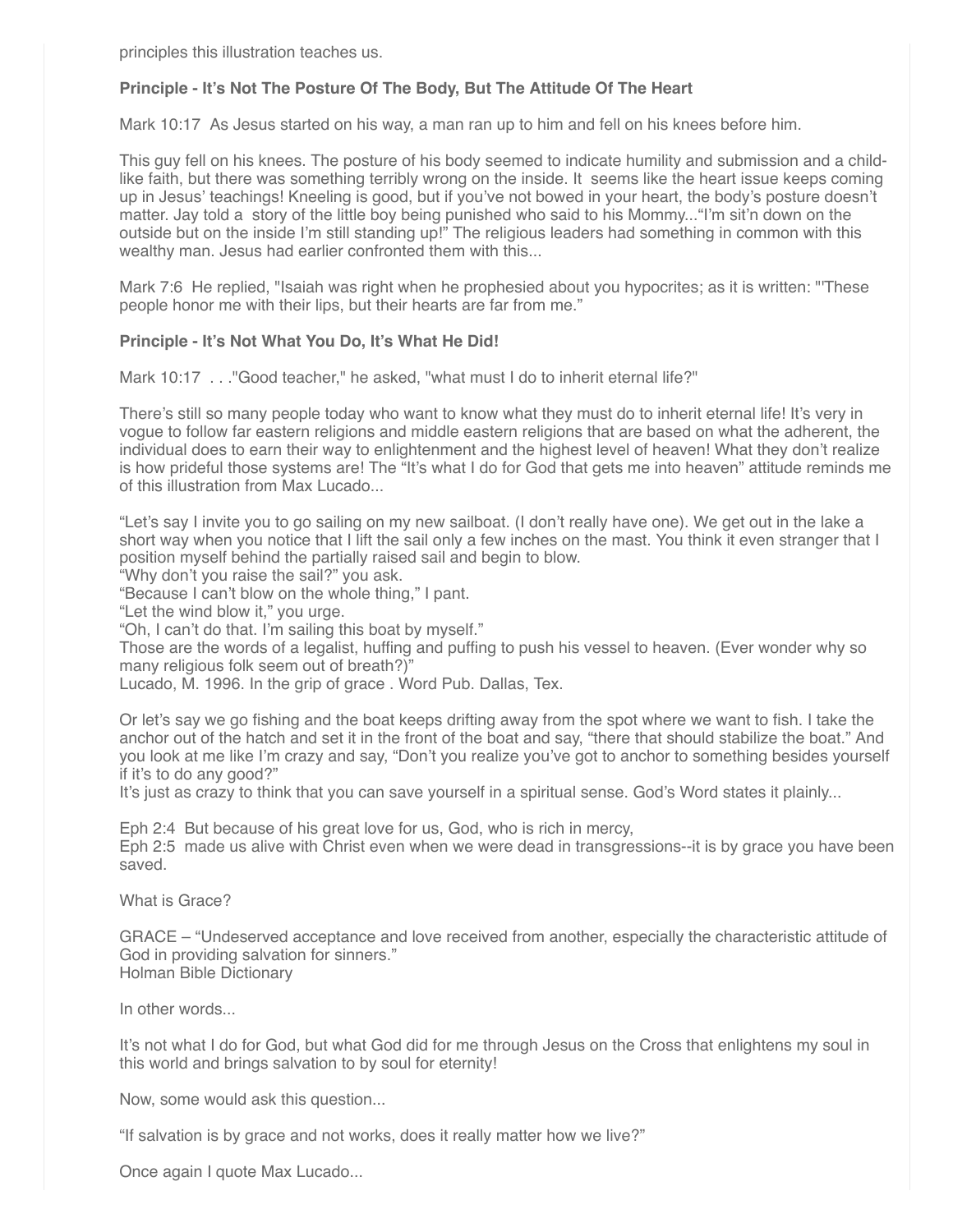principles this illustration teaches us.

**Principle - It's Not The Posture Of The Body, But The Attitude Of The Heart**

Mark 10:17  As Jesus started on his way, a man ran up to him and fell on his knees before him.

This guy fell on his knees. The posture of his body seemed to indicate humility and submission and a child-like faith, but there was something terribly wrong on the inside. It  seems like the heart issue keeps coming up in Jesus' teachings! Kneeling is good, but if you've not bowed in your heart, the body's posture doesn't matter. Jay told a  story of the little boy being punished who said to his Mommy..."I'm sit'n down on the outside but on the inside I'm still standing up!" The religious leaders had something in common with this wealthy man. Jesus had earlier confronted them with this...

Mark 7:6  He replied, "Isaiah was right when he prophesied about you hypocrites; as it is written: "'These people honor me with their lips, but their hearts are far from me."

**Principle - It's Not What You Do, It's What He Did!**

Mark 10:17  . . ."Good teacher," he asked, "what must I do to inherit eternal life?"

There's still so many people today who want to know what they must do to inherit eternal life! It's very in vogue to follow far eastern religions and middle eastern religions that are based on what the adherent, the individual does to earn their way to enlightenment and the highest level of heaven! What they don't realize is how prideful those systems are! The "It's what I do for God that gets me into heaven" attitude reminds me of this illustration from Max Lucado...

"Let's say I invite you to go sailing on my new sailboat. (I don't really have one). We get out in the lake a short way when you notice that I lift the sail only a few inches on the mast. You think it even stranger that I position myself behind the partially raised sail and begin to blow.
"Why don't you raise the sail?" you ask.
"Because I can't blow on the whole thing," I pant.
"Let the wind blow it," you urge.
"Oh, I can't do that. I'm sailing this boat by myself."
Those are the words of a legalist, huffing and puffing to push his vessel to heaven. (Ever wonder why so many religious folk seem out of breath?)"
Lucado, M. 1996. In the grip of grace . Word Pub. Dallas, Tex.

Or let's say we go fishing and the boat keeps drifting away from the spot where we want to fish. I take the anchor out of the hatch and set it in the front of the boat and say, "there that should stabilize the boat." And you look at me like I'm crazy and say, "Don't you realize you've got to anchor to something besides yourself if it's to do any good?"
It's just as crazy to think that you can save yourself in a spiritual sense. God's Word states it plainly...

Eph 2:4  But because of his great love for us, God, who is rich in mercy,
Eph 2:5  made us alive with Christ even when we were dead in transgressions--it is by grace you have been saved.

What is Grace?

GRACE – "Undeserved acceptance and love received from another, especially the characteristic attitude of God in providing salvation for sinners."
Holman Bible Dictionary

In other words...

It's not what I do for God, but what God did for me through Jesus on the Cross that enlightens my soul in this world and brings salvation to by soul for eternity!

Now, some would ask this question...

"If salvation is by grace and not works, does it really matter how we live?"

Once again I quote Max Lucado...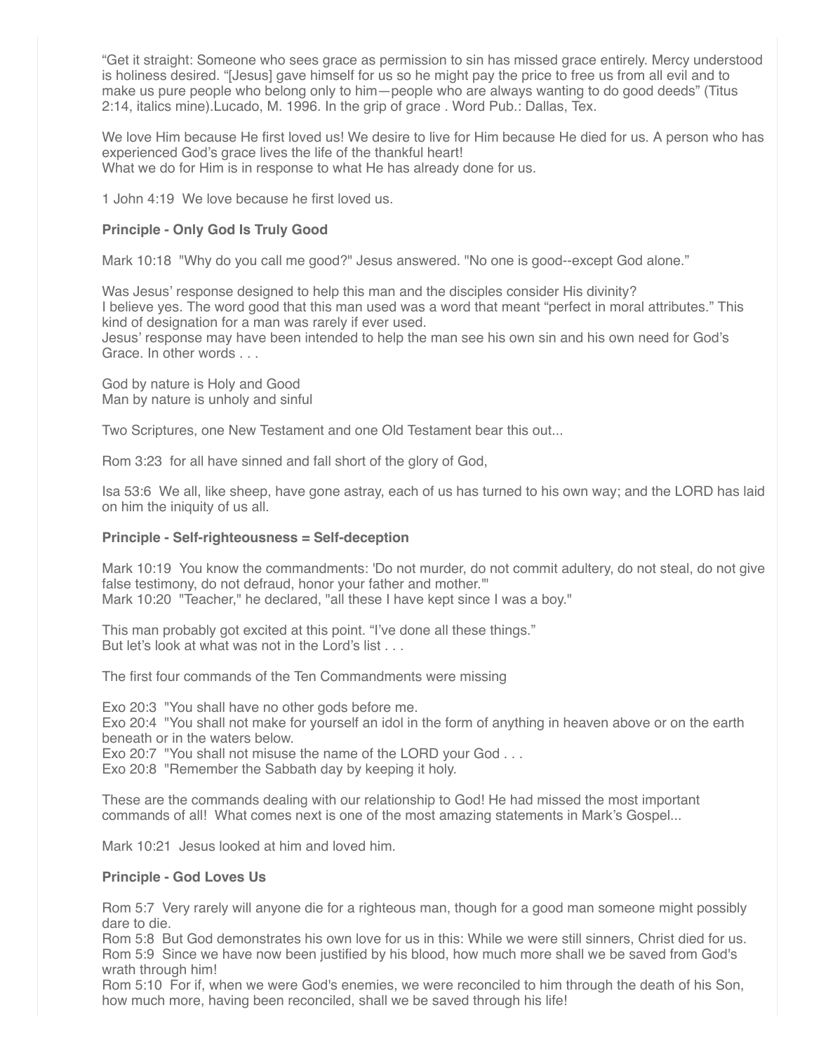"Get it straight: Someone who sees grace as permission to sin has missed grace entirely. Mercy understood is holiness desired. "[Jesus] gave himself for us so he might pay the price to free us from all evil and to make us pure people who belong only to him—people who are always wanting to do good deeds" (Titus 2:14, italics mine).Lucado, M. 1996. In the grip of grace . Word Pub.: Dallas, Tex.

We love Him because He first loved us! We desire to live for Him because He died for us. A person who has experienced God's grace lives the life of the thankful heart!
What we do for Him is in response to what He has already done for us.

1 John 4:19 We love because he first loved us.

**Principle - Only God Is Truly Good**

Mark 10:18 "Why do you call me good?" Jesus answered. "No one is good--except God alone."

Was Jesus' response designed to help this man and the disciples consider His divinity?
I believe yes. The word good that this man used was a word that meant "perfect in moral attributes." This kind of designation for a man was rarely if ever used.
Jesus' response may have been intended to help the man see his own sin and his own need for God's Grace. In other words . . .

God by nature is Holy and Good
Man by nature is unholy and sinful

Two Scriptures, one New Testament and one Old Testament bear this out...

Rom 3:23 for all have sinned and fall short of the glory of God,

Isa 53:6 We all, like sheep, have gone astray, each of us has turned to his own way; and the LORD has laid on him the iniquity of us all.

**Principle - Self-righteousness = Self-deception**

Mark 10:19 You know the commandments: 'Do not murder, do not commit adultery, do not steal, do not give false testimony, do not defraud, honor your father and mother.'"
Mark 10:20 "Teacher," he declared, "all these I have kept since I was a boy."

This man probably got excited at this point. "I've done all these things."
But let's look at what was not in the Lord's list . . .

The first four commands of the Ten Commandments were missing

Exo 20:3 "You shall have no other gods before me.
Exo 20:4 "You shall not make for yourself an idol in the form of anything in heaven above or on the earth beneath or in the waters below.
Exo 20:7 "You shall not misuse the name of the LORD your God . . .
Exo 20:8 "Remember the Sabbath day by keeping it holy.

These are the commands dealing with our relationship to God! He had missed the most important commands of all! What comes next is one of the most amazing statements in Mark's Gospel...

Mark 10:21 Jesus looked at him and loved him.

**Principle - God Loves Us**

Rom 5:7 Very rarely will anyone die for a righteous man, though for a good man someone might possibly dare to die.
Rom 5:8 But God demonstrates his own love for us in this: While we were still sinners, Christ died for us.
Rom 5:9 Since we have now been justified by his blood, how much more shall we be saved from God's wrath through him!
Rom 5:10 For if, when we were God's enemies, we were reconciled to him through the death of his Son, how much more, having been reconciled, shall we be saved through his life!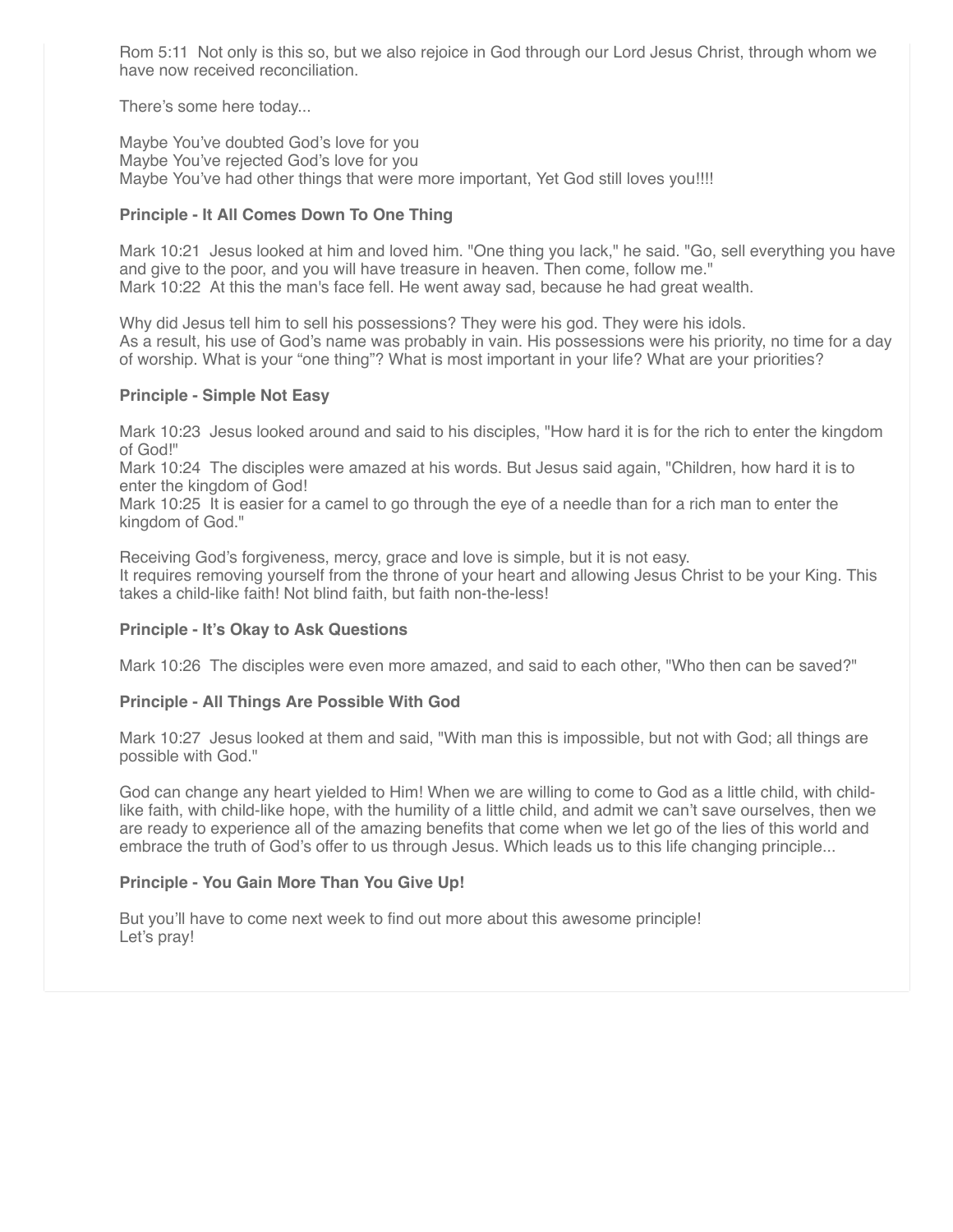Rom 5:11 Not only is this so, but we also rejoice in God through our Lord Jesus Christ, through whom we have now received reconciliation.

There's some here today...

Maybe You've doubted God's love for you
Maybe You've rejected God's love for you
Maybe You've had other things that were more important, Yet God still loves you!!!!

**Principle - It All Comes Down To One Thing**

Mark 10:21 Jesus looked at him and loved him. "One thing you lack," he said. "Go, sell everything you have and give to the poor, and you will have treasure in heaven. Then come, follow me."
Mark 10:22 At this the man's face fell. He went away sad, because he had great wealth.

Why did Jesus tell him to sell his possessions? They were his god. They were his idols.
As a result, his use of God's name was probably in vain. His possessions were his priority, no time for a day of worship. What is your "one thing"? What is most important in your life? What are your priorities?

**Principle - Simple Not Easy**

Mark 10:23 Jesus looked around and said to his disciples, "How hard it is for the rich to enter the kingdom of God!"
Mark 10:24 The disciples were amazed at his words. But Jesus said again, "Children, how hard it is to enter the kingdom of God!
Mark 10:25 It is easier for a camel to go through the eye of a needle than for a rich man to enter the kingdom of God."

Receiving God's forgiveness, mercy, grace and love is simple, but it is not easy.
It requires removing yourself from the throne of your heart and allowing Jesus Christ to be your King. This takes a child-like faith! Not blind faith, but faith non-the-less!

**Principle - It's Okay to Ask Questions**

Mark 10:26 The disciples were even more amazed, and said to each other, "Who then can be saved?"

**Principle - All Things Are Possible With God**

Mark 10:27 Jesus looked at them and said, "With man this is impossible, but not with God; all things are possible with God."

God can change any heart yielded to Him! When we are willing to come to God as a little child, with child-like faith, with child-like hope, with the humility of a little child, and admit we can't save ourselves, then we are ready to experience all of the amazing benefits that come when we let go of the lies of this world and embrace the truth of God's offer to us through Jesus. Which leads us to this life changing principle...

**Principle - You Gain More Than You Give Up!**

But you'll have to come next week to find out more about this awesome principle!
Let's pray!